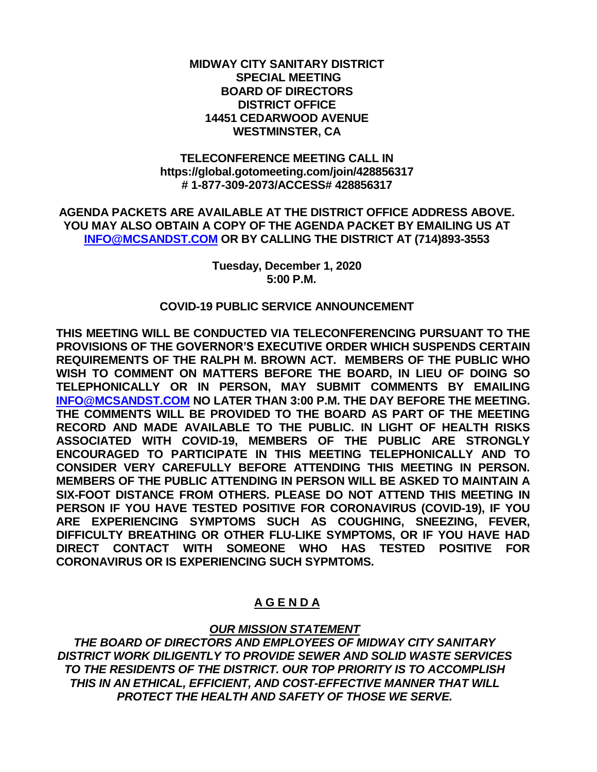**MIDWAY CITY SANITARY DISTRICT**
**SPECIAL MEETING**
**BOARD OF DIRECTORS**
**DISTRICT OFFICE**
**14451 CEDARWOOD AVENUE**
**WESTMINSTER, CA**

**TELECONFERENCE MEETING CALL IN**
**https://global.gotomeeting.com/join/428856317**
**# 1-877-309-2073/ACCESS# 428856317**

**AGENDA PACKETS ARE AVAILABLE AT THE DISTRICT OFFICE ADDRESS ABOVE. YOU MAY ALSO OBTAIN A COPY OF THE AGENDA PACKET BY EMAILING US AT INFO@MCSANDST.COM OR BY CALLING THE DISTRICT AT (714)893-3553**

**Tuesday, December 1, 2020**
**5:00 P.M.**

**COVID-19 PUBLIC SERVICE ANNOUNCEMENT**

**THIS MEETING WILL BE CONDUCTED VIA TELECONFERENCING PURSUANT TO THE PROVISIONS OF THE GOVERNOR'S EXECUTIVE ORDER WHICH SUSPENDS CERTAIN REQUIREMENTS OF THE RALPH M. BROWN ACT. MEMBERS OF THE PUBLIC WHO WISH TO COMMENT ON MATTERS BEFORE THE BOARD, IN LIEU OF DOING SO TELEPHONICALLY OR IN PERSON, MAY SUBMIT COMMENTS BY EMAILING INFO@MCSANDST.COM NO LATER THAN 3:00 P.M. THE DAY BEFORE THE MEETING. THE COMMENTS WILL BE PROVIDED TO THE BOARD AS PART OF THE MEETING RECORD AND MADE AVAILABLE TO THE PUBLIC. IN LIGHT OF HEALTH RISKS ASSOCIATED WITH COVID-19, MEMBERS OF THE PUBLIC ARE STRONGLY ENCOURAGED TO PARTICIPATE IN THIS MEETING TELEPHONICALLY AND TO CONSIDER VERY CAREFULLY BEFORE ATTENDING THIS MEETING IN PERSON. MEMBERS OF THE PUBLIC ATTENDING IN PERSON WILL BE ASKED TO MAINTAIN A SIX-FOOT DISTANCE FROM OTHERS. PLEASE DO NOT ATTEND THIS MEETING IN PERSON IF YOU HAVE TESTED POSITIVE FOR CORONAVIRUS (COVID-19), IF YOU ARE EXPERIENCING SYMPTOMS SUCH AS COUGHING, SNEEZING, FEVER, DIFFICULTY BREATHING OR OTHER FLU-LIKE SYMPTOMS, OR IF YOU HAVE HAD DIRECT CONTACT WITH SOMEONE WHO HAS TESTED POSITIVE FOR CORONAVIRUS OR IS EXPERIENCING SUCH SYPMTOMS.**

# A G E N D A

***OUR MISSION STATEMENT***

***THE BOARD OF DIRECTORS AND EMPLOYEES OF MIDWAY CITY SANITARY DISTRICT WORK DILIGENTLY TO PROVIDE SEWER AND SOLID WASTE SERVICES TO THE RESIDENTS OF THE DISTRICT. OUR TOP PRIORITY IS TO ACCOMPLISH THIS IN AN ETHICAL, EFFICIENT, AND COST-EFFECTIVE MANNER THAT WILL PROTECT THE HEALTH AND SAFETY OF THOSE WE SERVE.***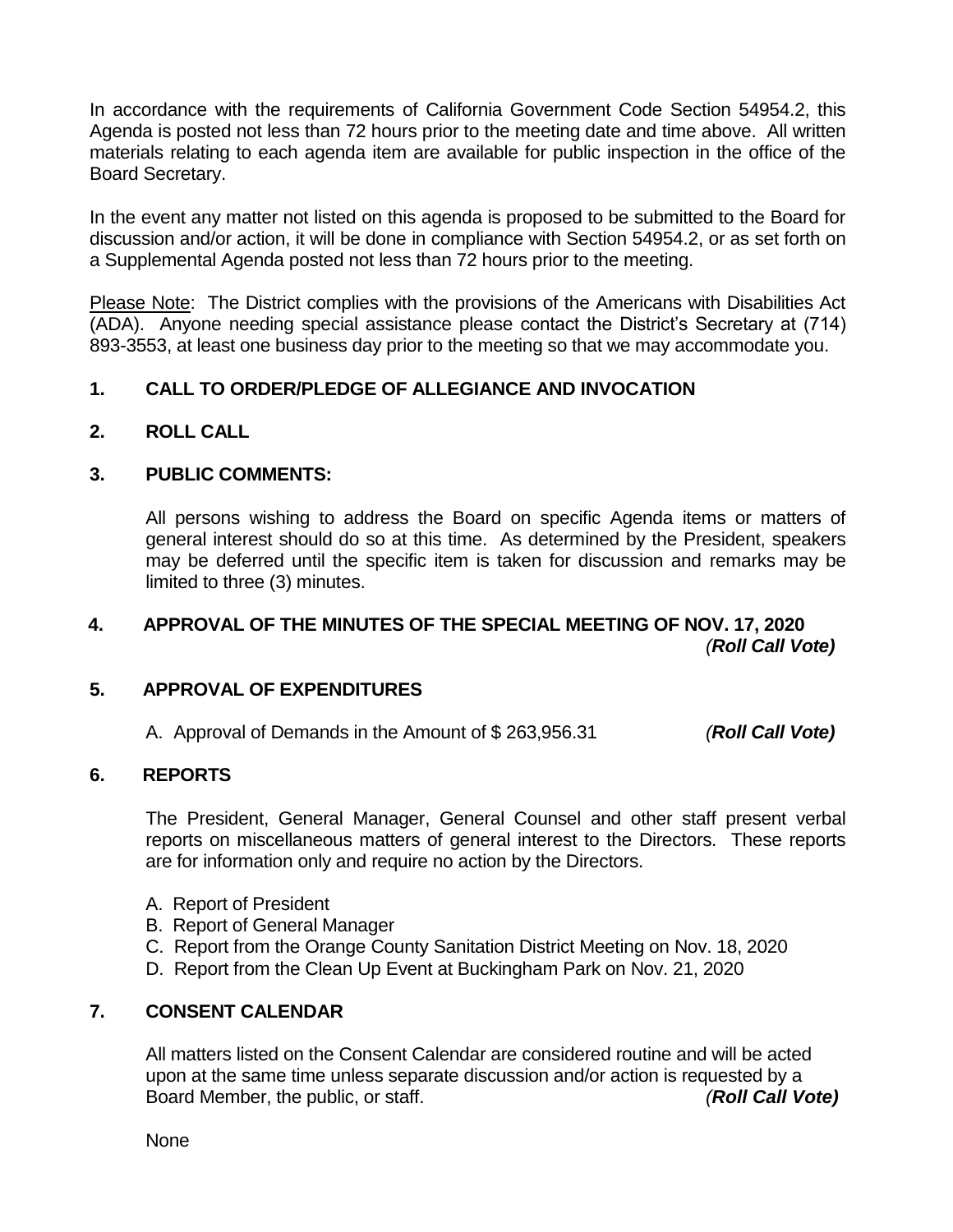In accordance with the requirements of California Government Code Section 54954.2, this Agenda is posted not less than 72 hours prior to the meeting date and time above. All written materials relating to each agenda item are available for public inspection in the office of the Board Secretary.

In the event any matter not listed on this agenda is proposed to be submitted to the Board for discussion and/or action, it will be done in compliance with Section 54954.2, or as set forth on a Supplemental Agenda posted not less than 72 hours prior to the meeting.

Please Note: The District complies with the provisions of the Americans with Disabilities Act (ADA). Anyone needing special assistance please contact the District's Secretary at (714) 893-3553, at least one business day prior to the meeting so that we may accommodate you.

**1. CALL TO ORDER/PLEDGE OF ALLEGIANCE AND INVOCATION**

**2. ROLL CALL**

**3. PUBLIC COMMENTS:**

All persons wishing to address the Board on specific Agenda items or matters of general interest should do so at this time. As determined by the President, speakers may be deferred until the specific item is taken for discussion and remarks may be limited to three (3) minutes.

**4. APPROVAL OF THE MINUTES OF THE SPECIAL MEETING OF NOV. 17, 2020** *(**Roll Call Vote)***

**5. APPROVAL OF EXPENDITURES**

A. Approval of Demands in the Amount of $ 263,956.31 *(**Roll Call Vote)***

**6. REPORTS**

The President, General Manager, General Counsel and other staff present verbal reports on miscellaneous matters of general interest to the Directors. These reports are for information only and require no action by the Directors.

A. Report of President
B. Report of General Manager
C. Report from the Orange County Sanitation District Meeting on Nov. 18, 2020
D. Report from the Clean Up Event at Buckingham Park on Nov. 21, 2020

**7. CONSENT CALENDAR**

All matters listed on the Consent Calendar are considered routine and will be acted upon at the same time unless separate discussion and/or action is requested by a Board Member, the public, or staff. *(**Roll Call Vote)***

None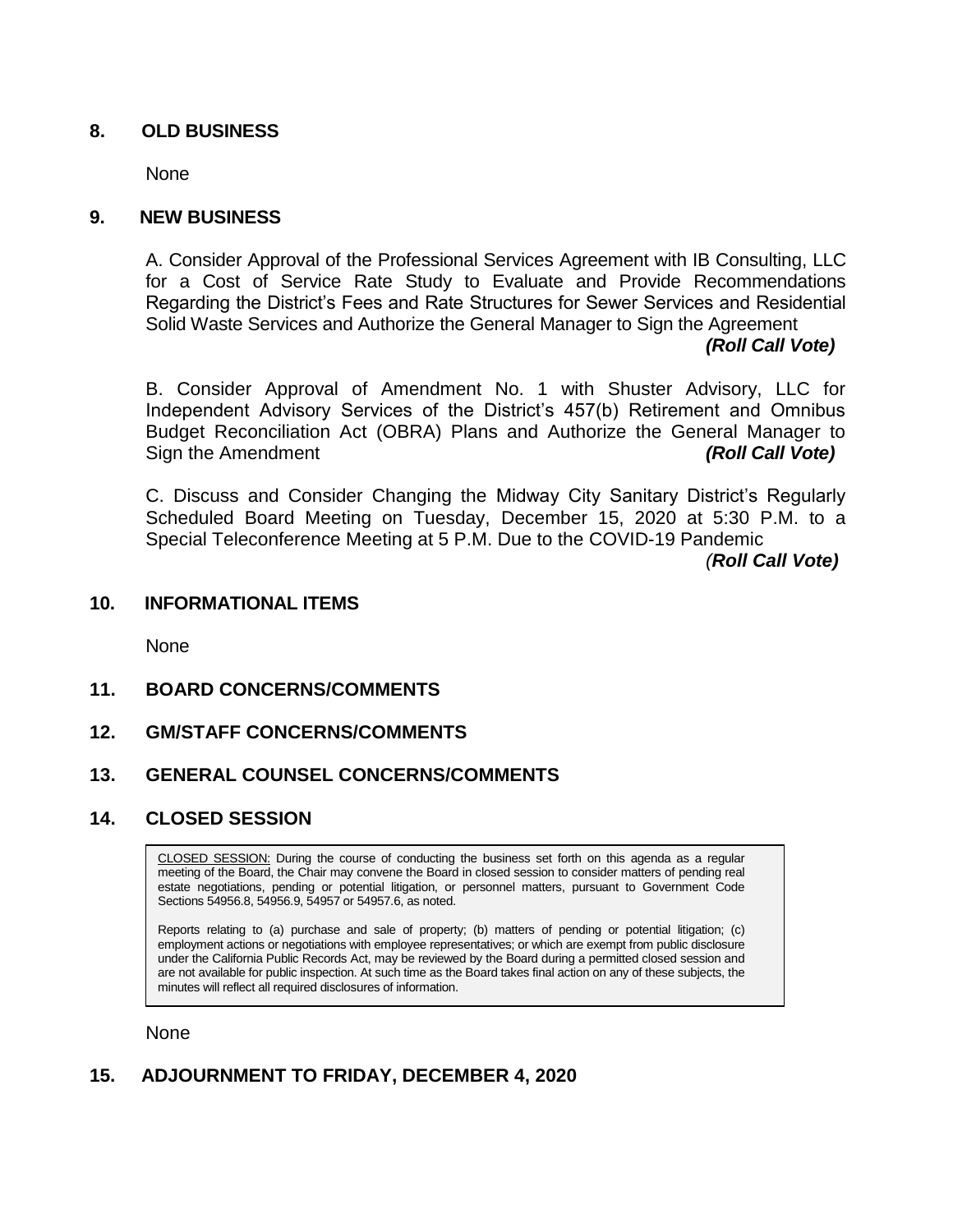## 8. OLD BUSINESS

None

## 9. NEW BUSINESS

A. Consider Approval of the Professional Services Agreement with IB Consulting, LLC for a Cost of Service Rate Study to Evaluate and Provide Recommendations Regarding the District's Fees and Rate Structures for Sewer Services and Residential Solid Waste Services and Authorize the General Manager to Sign the Agreement ***(Roll Call Vote)***

B. Consider Approval of Amendment No. 1 with Shuster Advisory, LLC for Independent Advisory Services of the District's 457(b) Retirement and Omnibus Budget Reconciliation Act (OBRA) Plans and Authorize the General Manager to Sign the Amendment ***(Roll Call Vote)***

C. Discuss and Consider Changing the Midway City Sanitary District's Regularly Scheduled Board Meeting on Tuesday, December 15, 2020 at 5:30 P.M. to a Special Teleconference Meeting at 5 P.M. Due to the COVID-19 Pandemic ***(Roll Call Vote)***

## 10. INFORMATIONAL ITEMS

None

## 11. BOARD CONCERNS/COMMENTS

## 12. GM/STAFF CONCERNS/COMMENTS

## 13. GENERAL COUNSEL CONCERNS/COMMENTS

## 14. CLOSED SESSION

CLOSED SESSION: During the course of conducting the business set forth on this agenda as a regular meeting of the Board, the Chair may convene the Board in closed session to consider matters of pending real estate negotiations, pending or potential litigation, or personnel matters, pursuant to Government Code Sections 54956.8, 54956.9, 54957 or 54957.6, as noted.

Reports relating to (a) purchase and sale of property; (b) matters of pending or potential litigation; (c) employment actions or negotiations with employee representatives; or which are exempt from public disclosure under the California Public Records Act, may be reviewed by the Board during a permitted closed session and are not available for public inspection. At such time as the Board takes final action on any of these subjects, the minutes will reflect all required disclosures of information.

None

## 15. ADJOURNMENT TO FRIDAY, DECEMBER 4, 2020